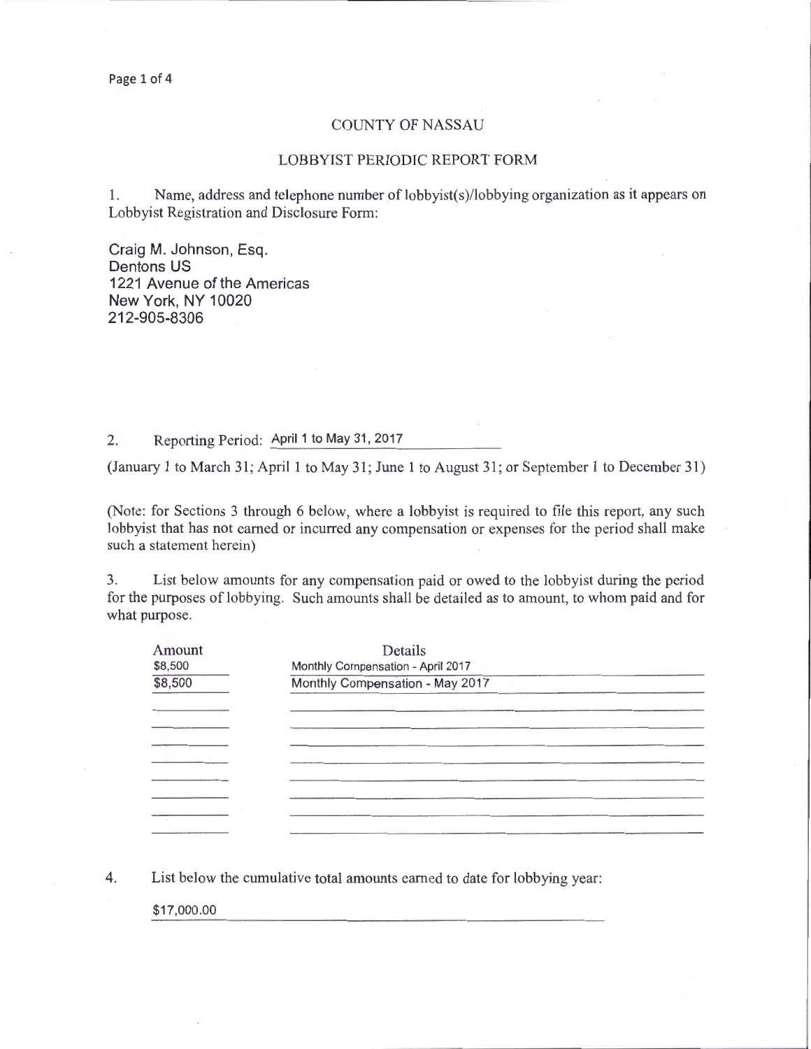# COUNTY OF NASSAU

## LOBBYIST PERIODIC REPORT FORM

1. Name, address and telephone number of lobbyist(s)/lobbying organization as it appears on Lobbyist Registration and Disclosure Form:

Craig M. Johnson, Esq.
Dentons US
1221 Avenue of the Americas
New York, NY 10020
212-905-8306

2. Reporting Period: April 1 to May 31, 2017

(January 1 to March 31; April 1 to May 31; June 1 to August 31; or September 1 to December 31)

(Note: for Sections 3 through 6 below, where a lobbyist is required to file this report, any such lobbyist that has not earned or incurred any compensation or expenses for the period shall make such a statement herein)

3. List below amounts for any compensation paid or owed to the lobbyist during the period for the purposes of lobbying. Such amounts shall be detailed as to amount, to whom paid and for what purpose.

| Amount | Details |
|---|---|
| $8,500 | Monthly Compensation - April 2017 |
| $8,500 | Monthly Compensation - May 2017 |

4. List below the cumulative total amounts earned to date for lobbying year:

$17,000.00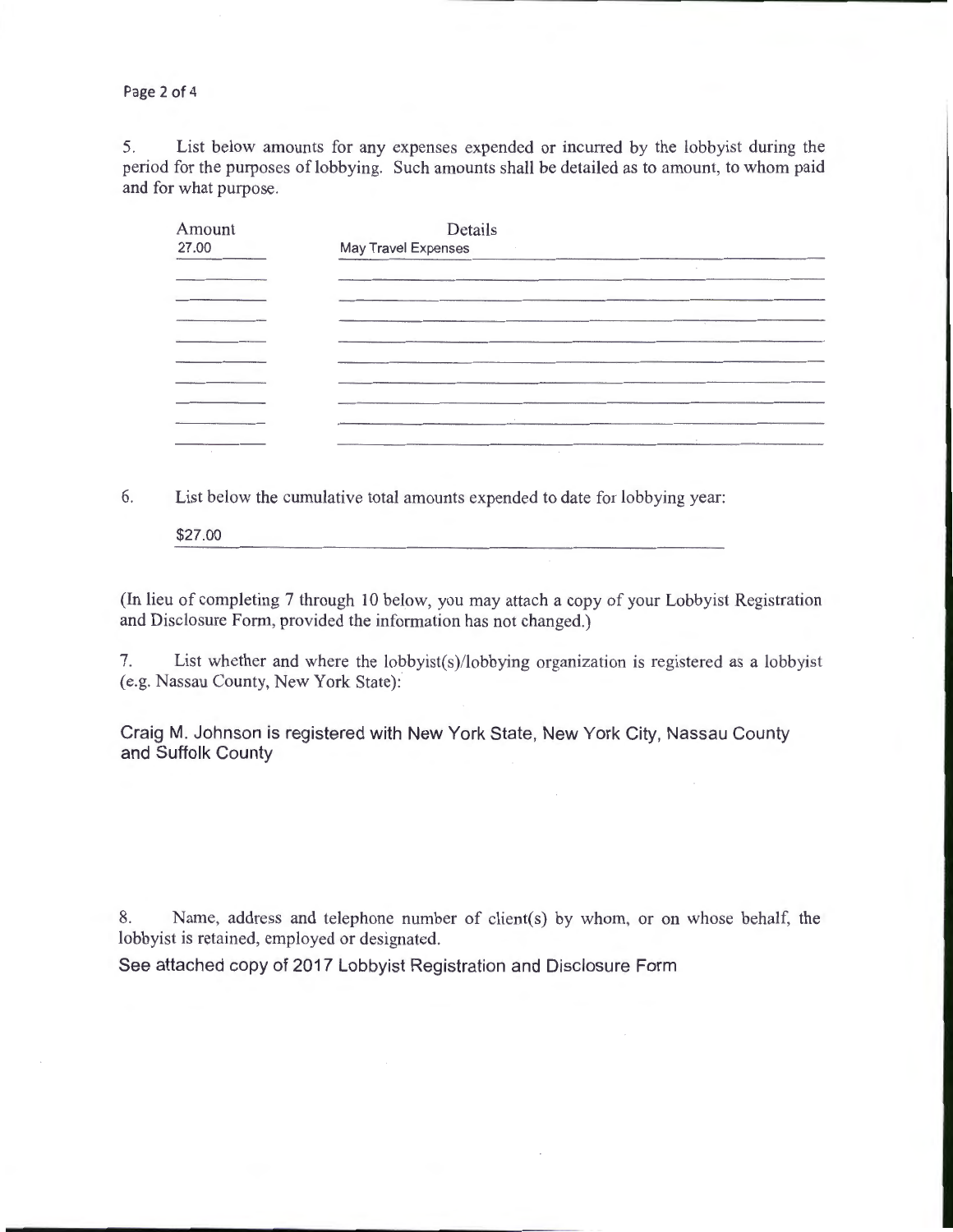5. List below amounts for any expenses expended or incurred by the lobbyist during the period for the purposes of lobbying. Such amounts shall be detailed as to amount, to whom paid and for what purpose.

| Amount | Details |
| --- | --- |
| 27.00 | May Travel Expenses |

6. List below the cumulative total amounts expended to date for lobbying year:

$27.00

(In lieu of completing 7 through 10 below, you may attach a copy of your Lobbyist Registration and Disclosure Form, provided the information has not changed.)

7. List whether and where the lobbyist(s)/lobbying organization is registered as a lobbyist (e.g. Nassau County, New York State):

Craig M. Johnson is registered with New York State, New York City, Nassau County and Suffolk County

8. Name, address and telephone number of client(s) by whom, or on whose behalf, the lobbyist is retained, employed or designated.

See attached copy of 2017 Lobbyist Registration and Disclosure Form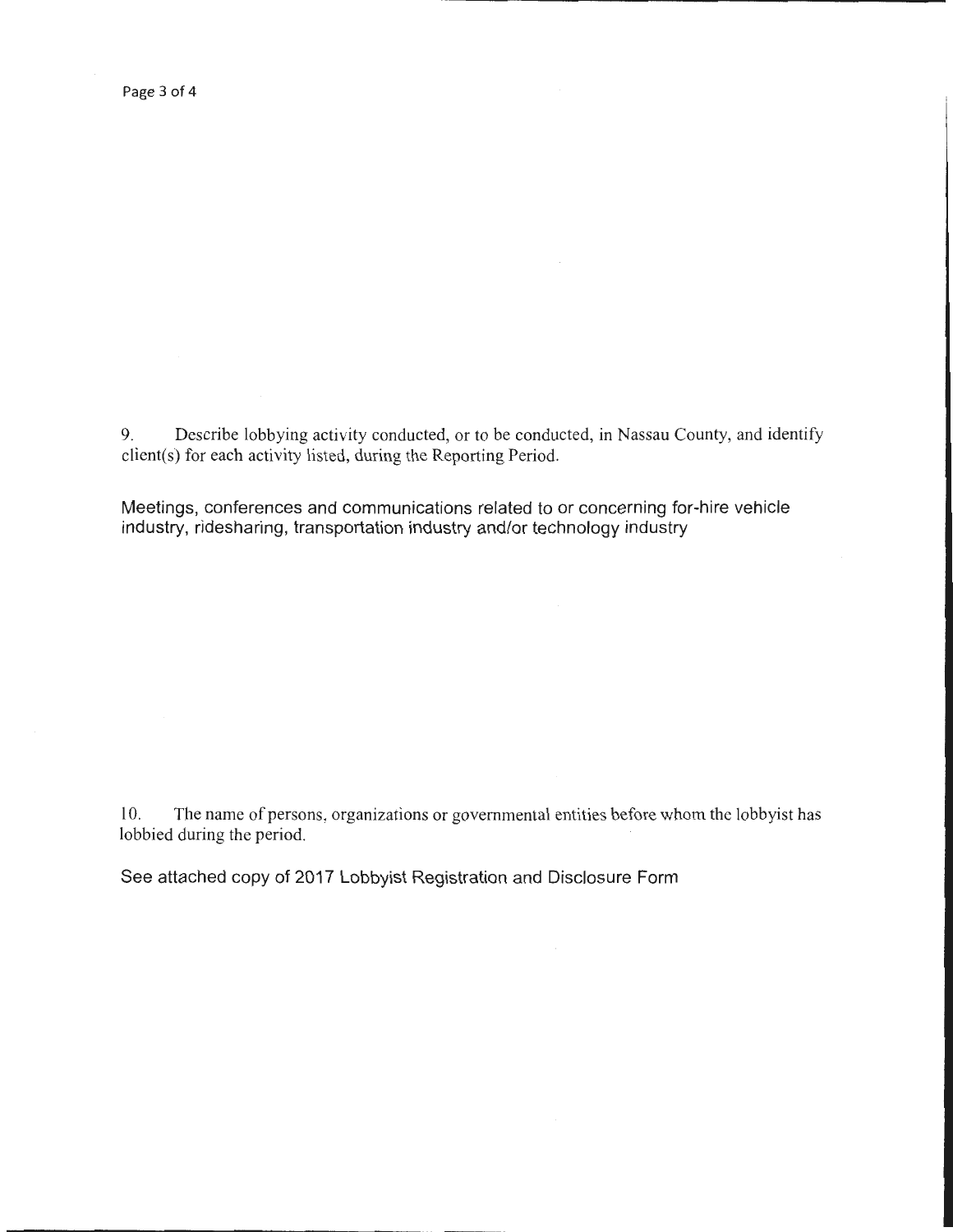9. Describe lobbying activity conducted, or to be conducted, in Nassau County, and identify client(s) for each activity listed, during the Reporting Period.

Meetings, conferences and communications related to or concerning for-hire vehicle industry, ridesharing, transportation industry and/or technology industry

10. The name of persons, organizations or governmental entities before whom the lobbyist has lobbied during the period.

See attached copy of 2017 Lobbyist Registration and Disclosure Form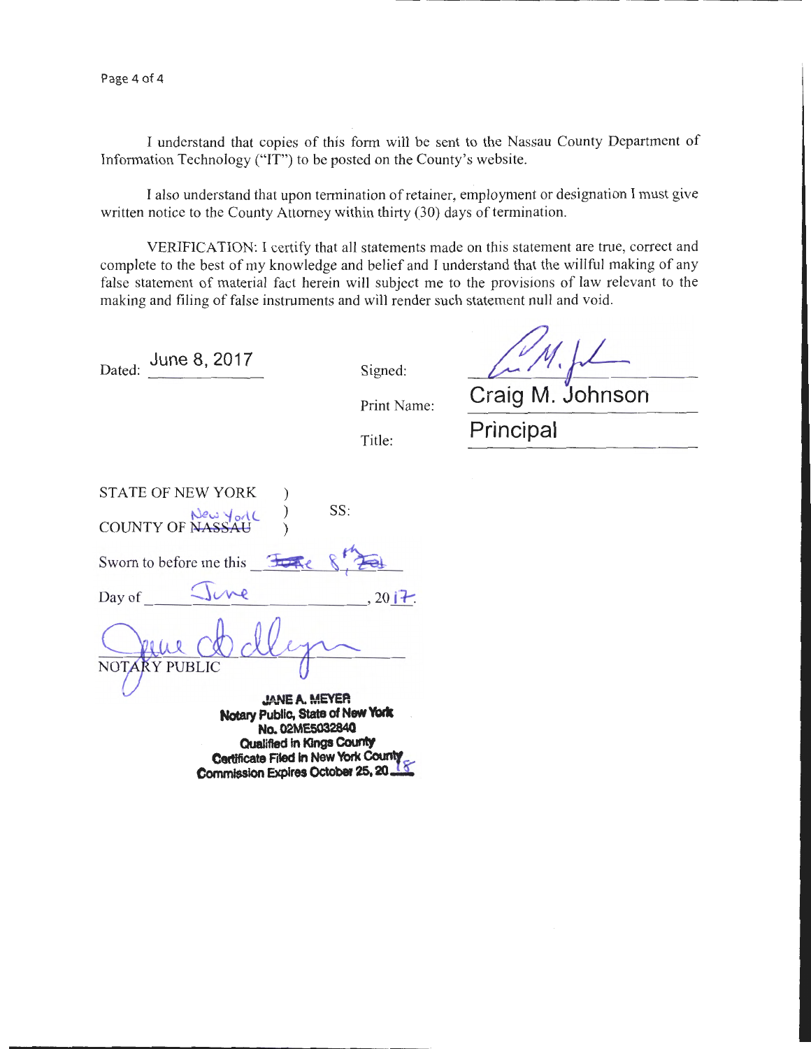I understand that copies of this form will be sent to the Nassau County Department of Information Technology ("IT") to be posted on the County's website.

I also understand that upon termination of retainer, employment or designation I must give written notice to the County Attorney within thirty (30) days of termination.

VERIFICATION: I certify that all statements made on this statement are true, correct and complete to the best of my knowledge and belief and I understand that the willful making of any false statement of material fact herein will subject me to the provisions of law relevant to the making and filing of false instruments and will render such statement null and void.

Dated: June 8, 2017

Signed: [signature]

Print Name: Craig M. Johnson

Title: Principal

STATE OF NEW YORK )
) SS:
COUNTY OF ~~NASSAU~~ New York )

Sworn to before me this ~~June~~ 8th

Day of June, 2017.

[signature]
NOTARY PUBLIC

**JANE A. MEYER**
**Notary Public, State of New York**
**No. 02ME5032840**
**Qualified in Kings County**
**Certificate Filed in New York County**
**Commission Expires October 25, 2018**